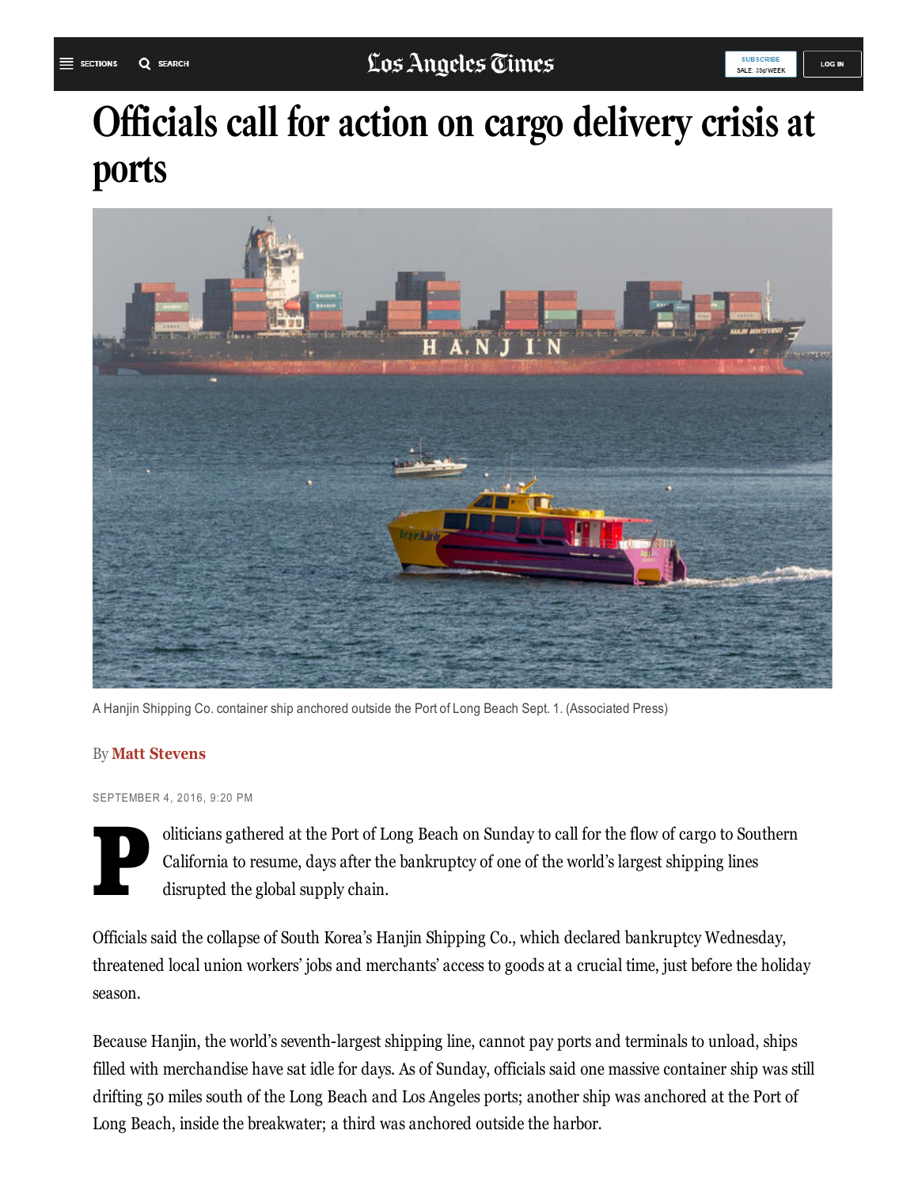# Officials call for action on cargo delivery crisis at ports

A Hanjin Shipping Co. container ship anchored outside the Port of Long Beach Sept. 1. (Associated Press)

By **Matt Stevens**

SEPTEMBER 4, 2016, 9:20 PM

Politicians gathered at the Port of Long Beach on Sunday to call for the flow of cargo to Southern California to resume, days after the bankruptcy of one of the world's largest shipping lines disrupted the global supply chain.

Officials said the collapse of South Korea's Hanjin Shipping Co., which declared bankruptcy Wednesday, threatened local union workers' jobs and merchants' access to goods at a crucial time, just before the holiday season.

Because Hanjin, the world's seventh-largest shipping line, cannot pay ports and terminals to unload, ships filled with merchandise have sat idle for days. As of Sunday, officials said one massive container ship was still drifting 50 miles south of the Long Beach and Los Angeles ports; another ship was anchored at the Port of Long Beach, inside the breakwater; a third was anchored outside the harbor.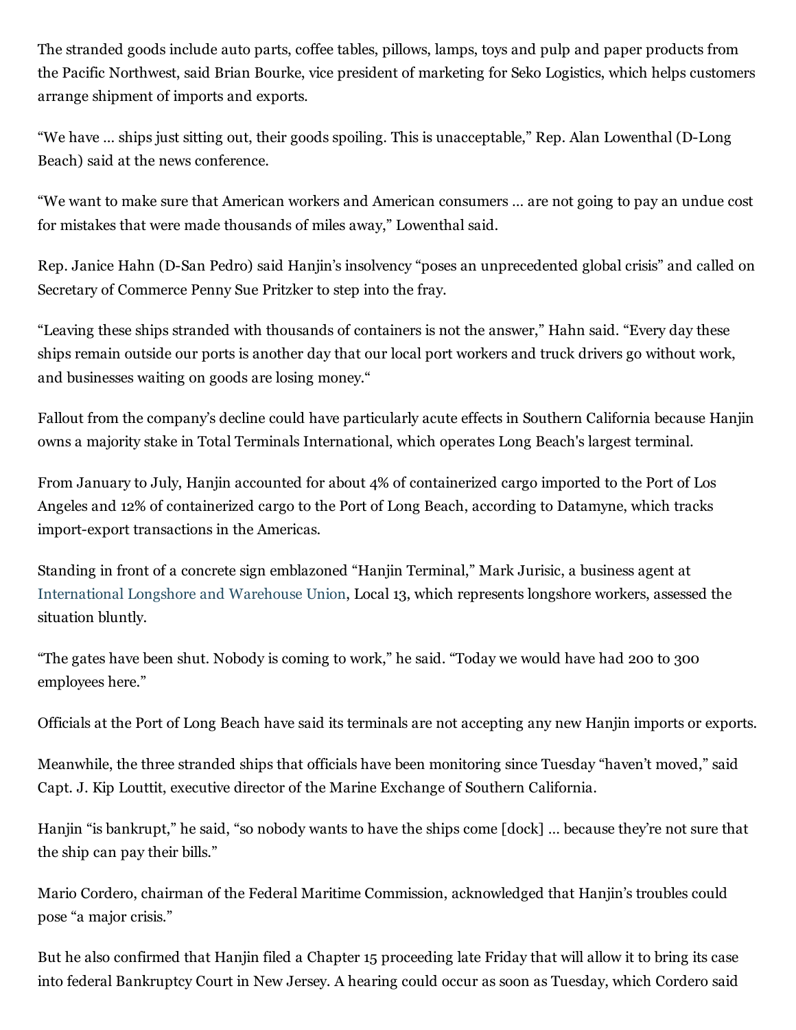The stranded goods include auto parts, coffee tables, pillows, lamps, toys and pulp and paper products from the Pacific Northwest, said Brian Bourke, vice president of marketing for Seko Logistics, which helps customers arrange shipment of imports and exports.

“We have … ships just sitting out, their goods spoiling. This is unacceptable,” Rep. Alan Lowenthal (D-Long Beach) said at the news conference.

“We want to make sure that American workers and American consumers … are not going to pay an undue cost for mistakes that were made thousands of miles away,” Lowenthal said.

Rep. Janice Hahn (D-San Pedro) said Hanjin’s insolvency “poses an unprecedented global crisis” and called on Secretary of Commerce Penny Sue Pritzker to step into the fray.

“Leaving these ships stranded with thousands of containers is not the answer,” Hahn said. “Every day these ships remain outside our ports is another day that our local port workers and truck drivers go without work, and businesses waiting on goods are losing money.“

Fallout from the company’s decline could have particularly acute effects in Southern California because Hanjin owns a majority stake in Total Terminals International, which operates Long Beach's largest terminal.

From January to July, Hanjin accounted for about 4% of containerized cargo imported to the Port of Los Angeles and 12% of containerized cargo to the Port of Long Beach, according to Datamyne, which tracks import-export transactions in the Americas.

Standing in front of a concrete sign emblazoned “Hanjin Terminal,” Mark Jurisic, a business agent at International Longshore and Warehouse Union, Local 13, which represents longshore workers, assessed the situation bluntly.

“The gates have been shut. Nobody is coming to work,” he said. “Today we would have had 200 to 300 employees here.”

Officials at the Port of Long Beach have said its terminals are not accepting any new Hanjin imports or exports.

Meanwhile, the three stranded ships that officials have been monitoring since Tuesday “haven’t moved,” said Capt. J. Kip Louttit, executive director of the Marine Exchange of Southern California.

Hanjin “is bankrupt,” he said, “so nobody wants to have the ships come [dock] … because they’re not sure that the ship can pay their bills.”

Mario Cordero, chairman of the Federal Maritime Commission, acknowledged that Hanjin’s troubles could pose “a major crisis.”

But he also confirmed that Hanjin filed a Chapter 15 proceeding late Friday that will allow it to bring its case into federal Bankruptcy Court in New Jersey. A hearing could occur as soon as Tuesday, which Cordero said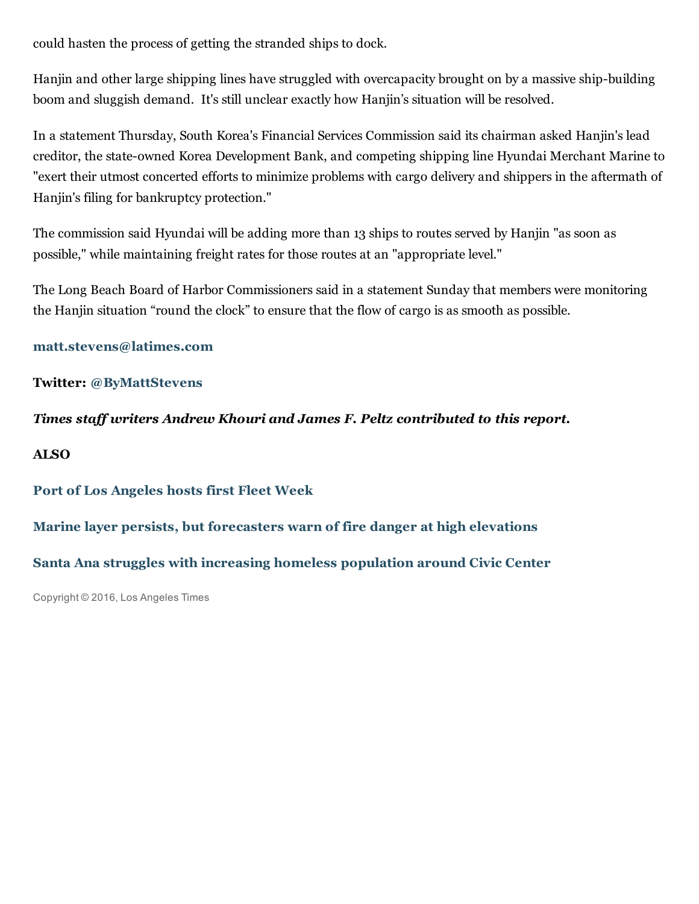could hasten the process of getting the stranded ships to dock.

Hanjin and other large shipping lines have struggled with overcapacity brought on by a massive ship-building boom and sluggish demand. It's still unclear exactly how Hanjin's situation will be resolved.

In a statement Thursday, South Korea's Financial Services Commission said its chairman asked Hanjin's lead creditor, the state-owned Korea Development Bank, and competing shipping line Hyundai Merchant Marine to "exert their utmost concerted efforts to minimize problems with cargo delivery and shippers in the aftermath of Hanjin's filing for bankruptcy protection."

The commission said Hyundai will be adding more than 13 ships to routes served by Hanjin "as soon as possible," while maintaining freight rates for those routes at an "appropriate level."

The Long Beach Board of Harbor Commissioners said in a statement Sunday that members were monitoring the Hanjin situation "round the clock" to ensure that the flow of cargo is as smooth as possible.

**matt.stevens@latimes.com**

**Twitter: @ByMattStevens**

***Times staff writers Andrew Khouri and James F. Peltz contributed to this report.***

**ALSO**

**Port of Los Angeles hosts first Fleet Week**

**Marine layer persists, but forecasters warn of fire danger at high elevations**

**Santa Ana struggles with increasing homeless population around Civic Center**

Copyright © 2016, Los Angeles Times